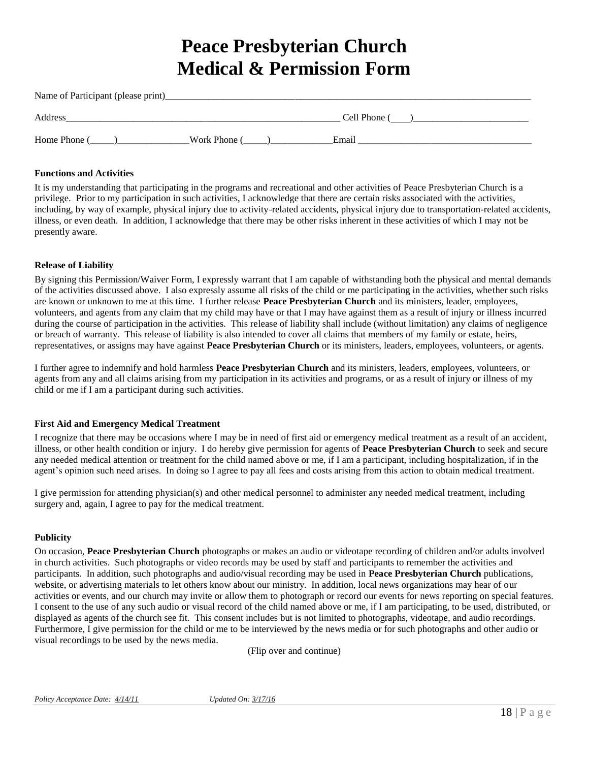# Peace Presbyterian Church
# Medical & Permission Form

Name of Participant (please print)_______________________________________________________________________________

Address____________________________________________________________ Cell Phone (____)________________________

Home Phone (_____)_______________Work Phone (_____)_____________Email _____________________________________

**Functions and Activities**

It is my understanding that participating in the programs and recreational and other activities of Peace Presbyterian Church is a privilege. Prior to my participation in such activities, I acknowledge that there are certain risks associated with the activities, including, by way of example, physical injury due to activity-related accidents, physical injury due to transportation-related accidents, illness, or even death. In addition, I acknowledge that there may be other risks inherent in these activities of which I may not be presently aware.

**Release of Liability**

By signing this Permission/Waiver Form, I expressly warrant that I am capable of withstanding both the physical and mental demands of the activities discussed above. I also expressly assume all risks of the child or me participating in the activities, whether such risks are known or unknown to me at this time. I further release **Peace Presbyterian Church** and its ministers, leader, employees, volunteers, and agents from any claim that my child may have or that I may have against them as a result of injury or illness incurred during the course of participation in the activities. This release of liability shall include (without limitation) any claims of negligence or breach of warranty. This release of liability is also intended to cover all claims that members of my family or estate, heirs, representatives, or assigns may have against **Peace Presbyterian Church** or its ministers, leaders, employees, volunteers, or agents.

I further agree to indemnify and hold harmless **Peace Presbyterian Church** and its ministers, leaders, employees, volunteers, or agents from any and all claims arising from my participation in its activities and programs, or as a result of injury or illness of my child or me if I am a participant during such activities.

**First Aid and Emergency Medical Treatment**

I recognize that there may be occasions where I may be in need of first aid or emergency medical treatment as a result of an accident, illness, or other health condition or injury. I do hereby give permission for agents of **Peace Presbyterian Church** to seek and secure any needed medical attention or treatment for the child named above or me, if I am a participant, including hospitalization, if in the agent's opinion such need arises. In doing so I agree to pay all fees and costs arising from this action to obtain medical treatment.

I give permission for attending physician(s) and other medical personnel to administer any needed medical treatment, including surgery and, again, I agree to pay for the medical treatment.

**Publicity**

On occasion, **Peace Presbyterian Church** photographs or makes an audio or videotape recording of children and/or adults involved in church activities. Such photographs or video records may be used by staff and participants to remember the activities and participants. In addition, such photographs and audio/visual recording may be used in **Peace Presbyterian Church** publications, website, or advertising materials to let others know about our ministry. In addition, local news organizations may hear of our activities or events, and our church may invite or allow them to photograph or record our events for news reporting on special features. I consent to the use of any such audio or visual record of the child named above or me, if I am participating, to be used, distributed, or displayed as agents of the church see fit. This consent includes but is not limited to photographs, videotape, and audio recordings. Furthermore, I give permission for the child or me to be interviewed by the news media or for such photographs and other audio or visual recordings to be used by the news media.

(Flip over and continue)

*Policy Acceptance Date: 4/14/11* *Updated On: 3/17/16*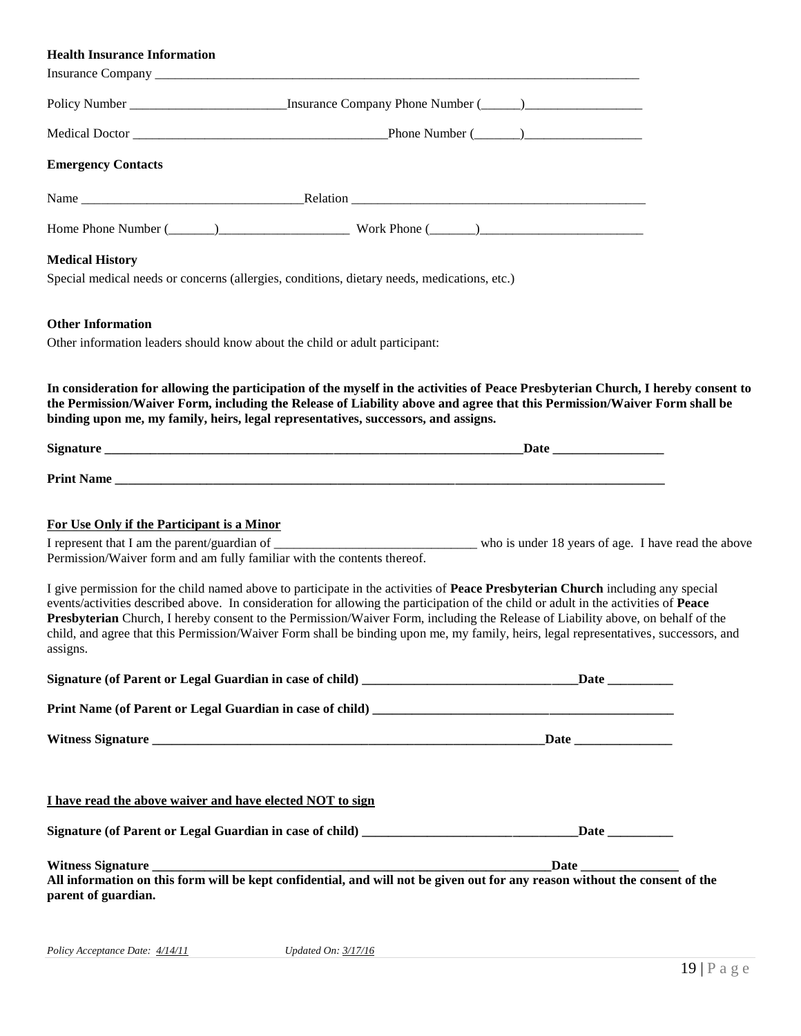**Health Insurance Information**

Insurance Company ___________________________________________________________________________

Policy Number ________________________Insurance Company Phone Number (______)__________________

Medical Doctor _______________________________________Phone Number (_______)__________________

**Emergency Contacts**

Name _________________________________Relation ______________________________________________

Home Phone Number (_______)____________________ Work Phone (_______)_________________________

**Medical History**

Special medical needs or concerns (allergies, conditions, dietary needs, medications, etc.)

**Other Information**

Other information leaders should know about the child or adult participant:

**In consideration for allowing the participation of the myself in the activities of Peace Presbyterian Church, I hereby consent to the Permission/Waiver Form, including the Release of Liability above and agree that this Permission/Waiver Form shall be binding upon me, my family, heirs, legal representatives, successors, and assigns.**

**Signature ____________________________________________________________________Date _________________**

**Print Name ________________________________________________________________________________________**

**<u>For Use Only if the Participant is a Minor</u>**

I represent that I am the parent/guardian of _______________________________ who is under 18 years of age. I have read the above Permission/Waiver form and am fully familiar with the contents thereof.

I give permission for the child named above to participate in the activities of **Peace Presbyterian Church** including any special events/activities described above. In consideration for allowing the participation of the child or adult in the activities of **Peace Presbyterian** Church, I hereby consent to the Permission/Waiver Form, including the Release of Liability above, on behalf of the child, and agree that this Permission/Waiver Form shall be binding upon me, my family, heirs, legal representatives, successors, and assigns.

**Signature (of Parent or Legal Guardian in case of child) ________________________________Date __________**

**Print Name (of Parent or Legal Guardian in case of child) ______________________________________________**

**Witness Signature ______________________________________________________________Date _______________**

**<u>I have read the above waiver and have elected NOT to sign</u>**

**Signature (of Parent or Legal Guardian in case of child) _________________________________Date __________**

**Witness Signature ________________________________________________________________Date _______________**

**All information on this form will be kept confidential, and will not be given out for any reason without the consent of the parent of guardian.**

*Policy Acceptance Date: 4/14/11* *Updated On: 3/17/16*